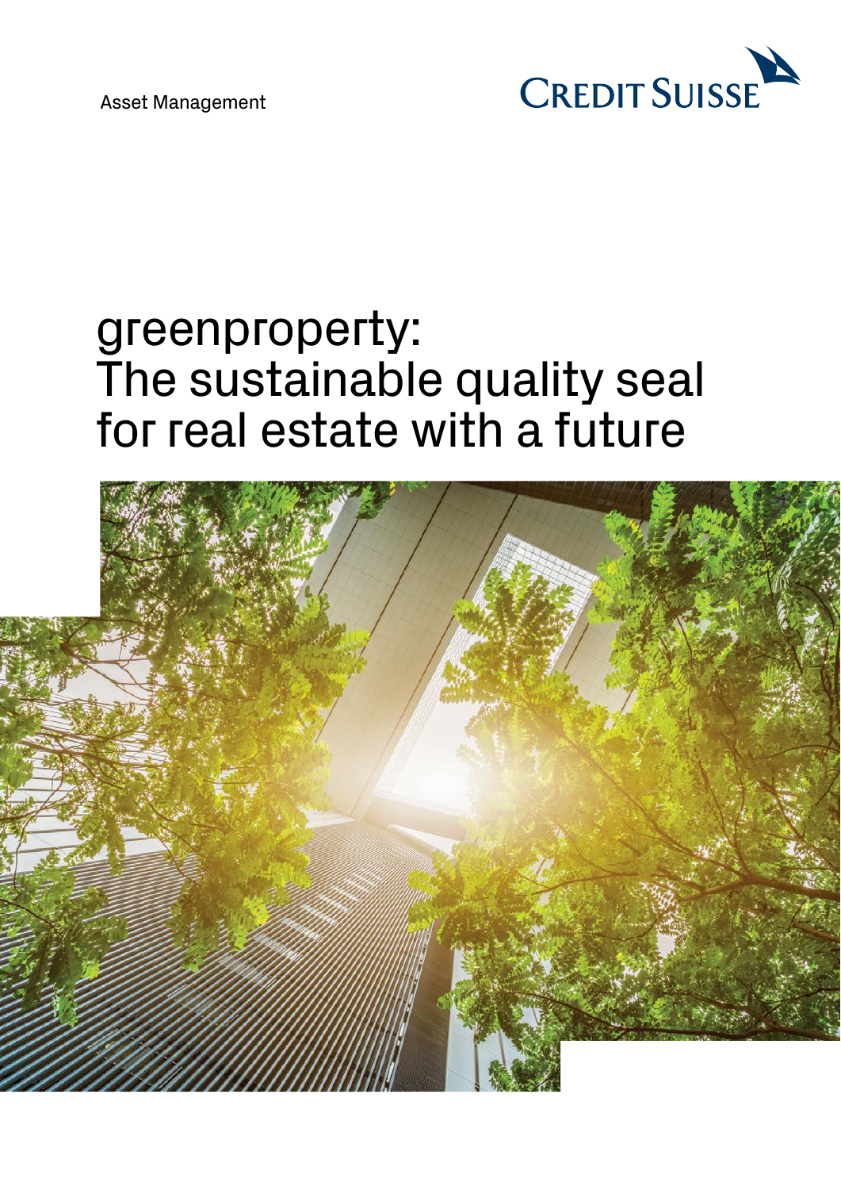Asset Management

CREDIT SUISSE

# greenproperty: The sustainable quality seal for real estate with a future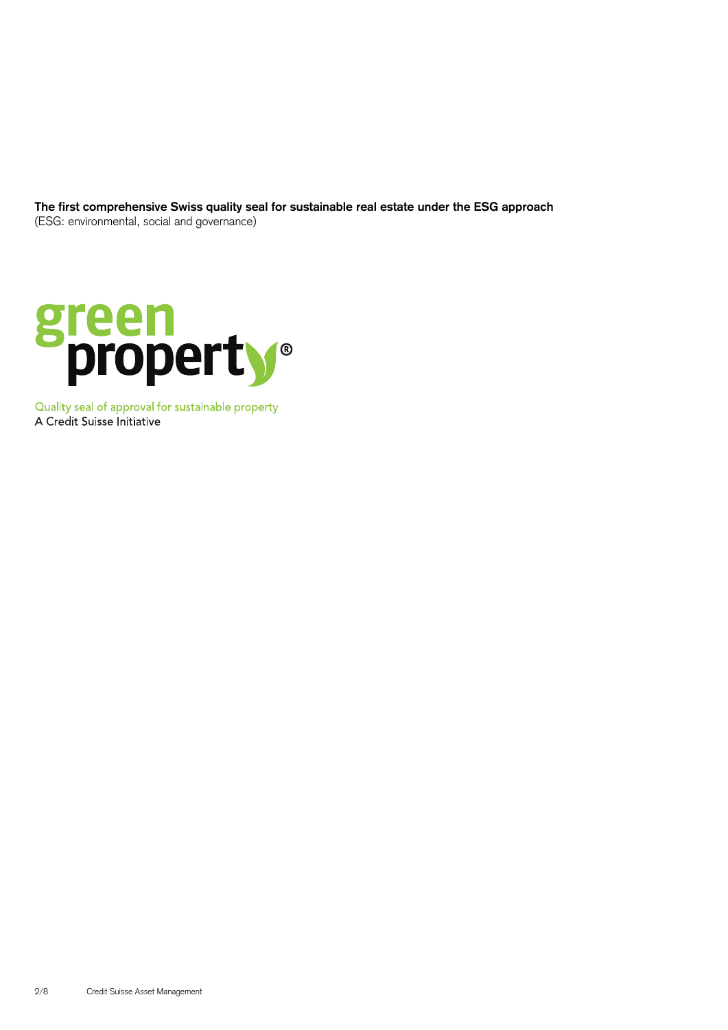**The first comprehensive Swiss quality seal for sustainable real estate under the ESG approach**
(ESG: environmental, social and governance)

green property®

Quality seal of approval for sustainable property
A Credit Suisse Initiative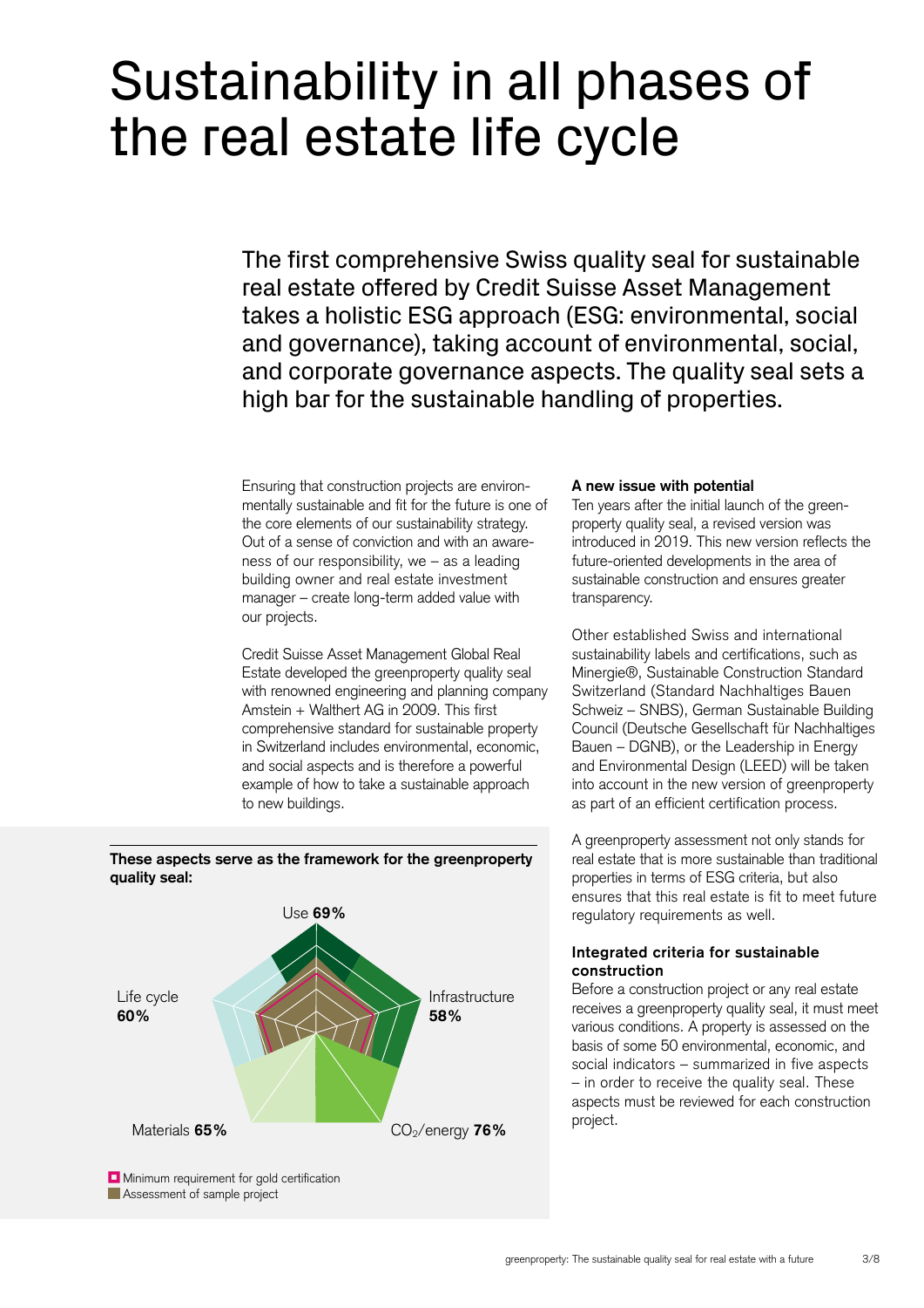# Sustainability in all phases of the real estate life cycle

The first comprehensive Swiss quality seal for sustainable real estate offered by Credit Suisse Asset Management takes a holistic ESG approach (ESG: environmental, social and governance), taking account of environmental, social, and corporate governance aspects. The quality seal sets a high bar for the sustainable handling of properties.

Ensuring that construction projects are environmentally sustainable and fit for the future is one of the core elements of our sustainability strategy. Out of a sense of conviction and with an awareness of our responsibility, we – as a leading building owner and real estate investment manager – create long-term added value with our projects.

Credit Suisse Asset Management Global Real Estate developed the greenproperty quality seal with renowned engineering and planning company Amstein + Walthert AG in 2009. This first comprehensive standard for sustainable property in Switzerland includes environmental, economic, and social aspects and is therefore a powerful example of how to take a sustainable approach to new buildings.

**These aspects serve as the framework for the greenproperty quality seal:**

Use **69%**

Infrastructure **58%**

$CO_2$/energy **76%**

Materials **65%**

Life cycle **60%**

Minimum requirement for gold certification

Assessment of sample project

**A new issue with potential**

Ten years after the initial launch of the greenproperty quality seal, a revised version was introduced in 2019. This new version reflects the future-oriented developments in the area of sustainable construction and ensures greater transparency.

Other established Swiss and international sustainability labels and certifications, such as Minergie®, Sustainable Construction Standard Switzerland (Standard Nachhaltiges Bauen Schweiz – SNBS), German Sustainable Building Council (Deutsche Gesellschaft für Nachhaltiges Bauen – DGNB), or the Leadership in Energy and Environmental Design (LEED) will be taken into account in the new version of greenproperty as part of an efficient certification process.

A greenproperty assessment not only stands for real estate that is more sustainable than traditional properties in terms of ESG criteria, but also ensures that this real estate is fit to meet future regulatory requirements as well.

**Integrated criteria for sustainable construction**

Before a construction project or any real estate receives a greenproperty quality seal, it must meet various conditions. A property is assessed on the basis of some 50 environmental, economic, and social indicators – summarized in five aspects – in order to receive the quality seal. These aspects must be reviewed for each construction project.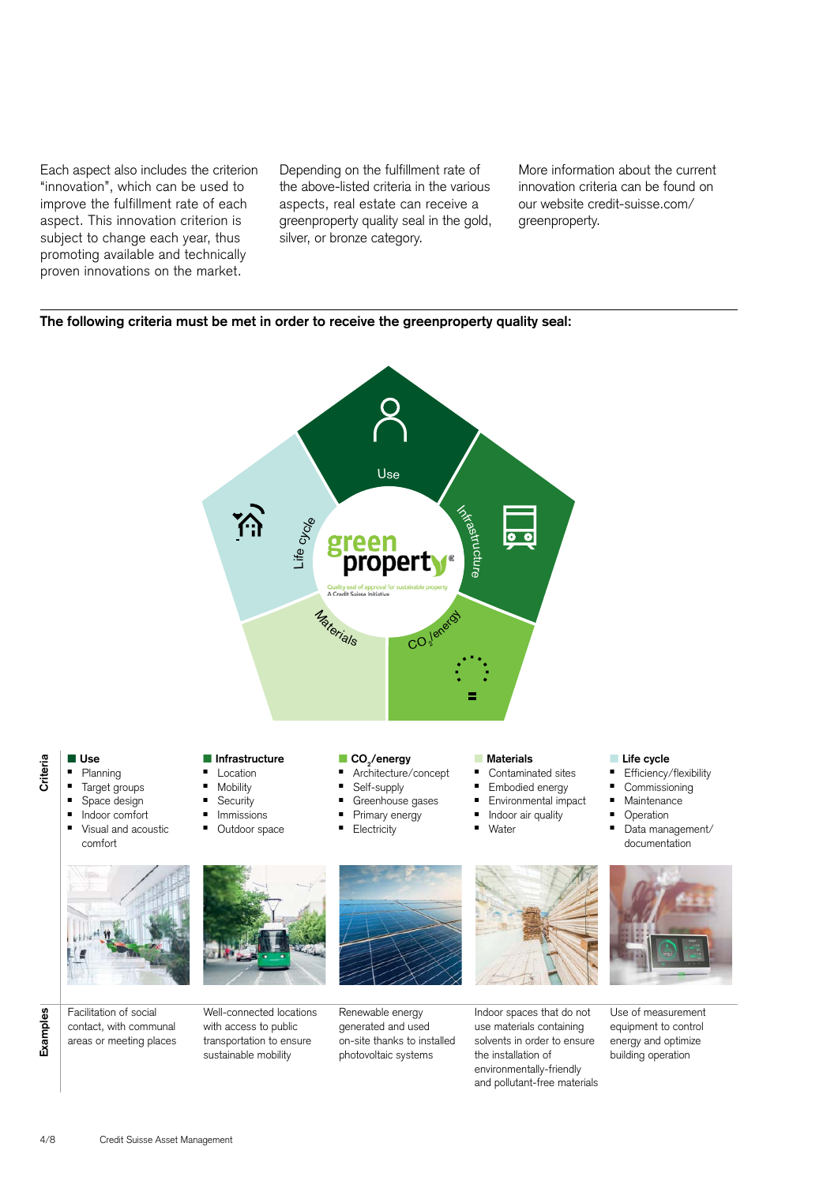Each aspect also includes the criterion "innovation", which can be used to improve the fulfillment rate of each aspect. This innovation criterion is subject to change each year, thus promoting available and technically proven innovations on the market.

Depending on the fulfillment rate of the above-listed criteria in the various aspects, real estate can receive a greenproperty quality seal in the gold, silver, or bronze category.

More information about the current innovation criteria can be found on our website credit-suisse.com/greenproperty.

**The following criteria must be met in order to receive the greenproperty quality seal:**

Use · Infrastructure · $CO_2$/energy · Materials · Life cycle

greenproperty® — Quality seal of approval for sustainable property. A Credit Suisse Initiative

## Criteria

**Use**
- Planning
- Target groups
- Space design
- Indoor comfort
- Visual and acoustic comfort

**Infrastructure**
- Location
- Mobility
- Security
- Immissions
- Outdoor space

**$CO_2$/energy**
- Architecture/concept
- Self-supply
- Greenhouse gases
- Primary energy
- Electricity

**Materials**
- Contaminated sites
- Embodied energy
- Environmental impact
- Indoor air quality
- Water

**Life cycle**
- Efficiency/flexibility
- Commissioning
- Maintenance
- Operation
- Data management/documentation

## Examples

| Use | Infrastructure | $CO_2$/energy | Materials | Life cycle |
|---|---|---|---|---|
| Facilitation of social contact, with communal areas or meeting places | Well-connected locations with access to public transportation to ensure sustainable mobility | Renewable energy generated and used on-site thanks to installed photovoltaic systems | Indoor spaces that do not use materials containing solvents in order to ensure the installation of environmentally-friendly and pollutant-free materials | Use of measurement equipment to control energy and optimize building operation |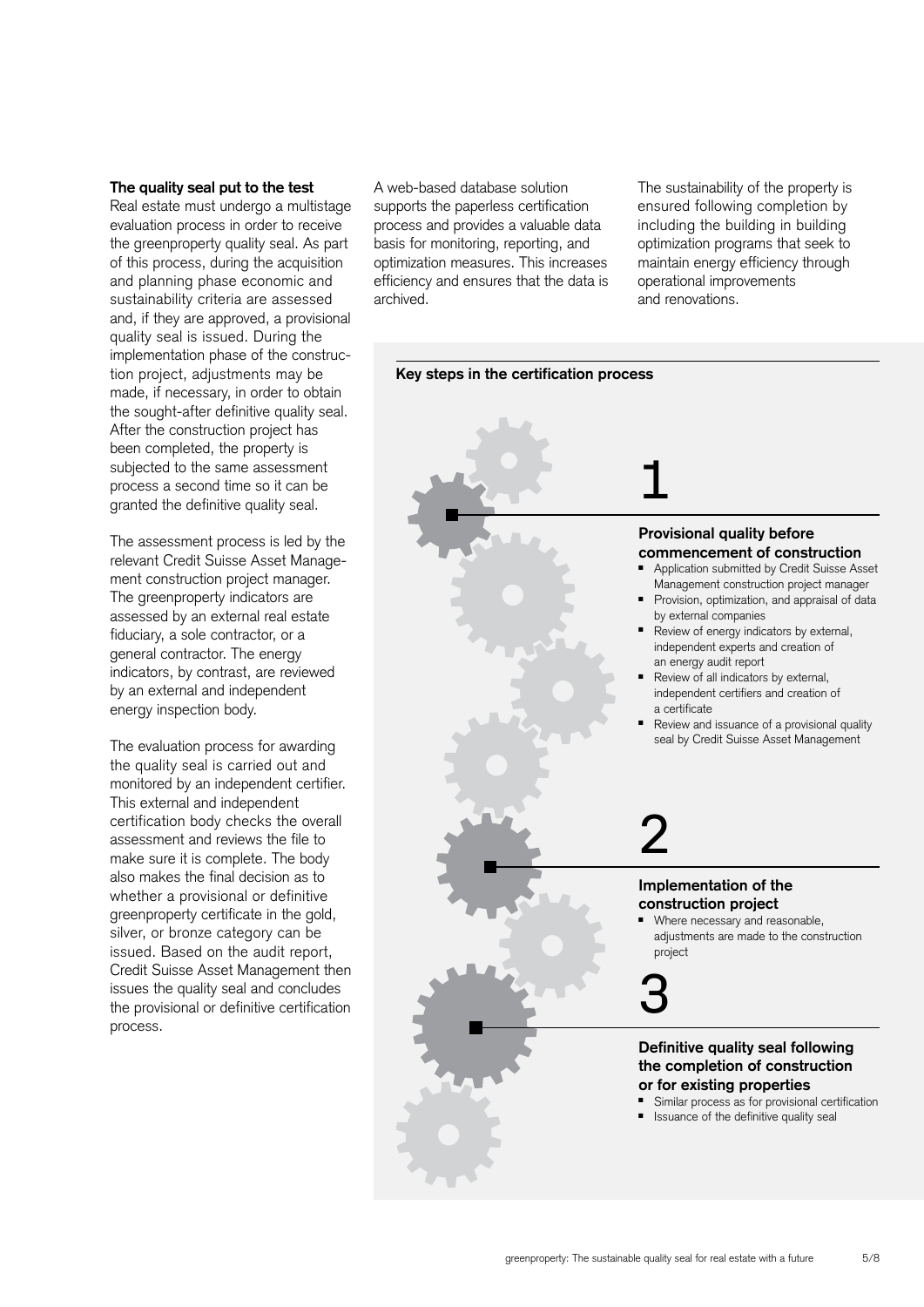### The quality seal put to the test

Real estate must undergo a multistage evaluation process in order to receive the greenproperty quality seal. As part of this process, during the acquisition and planning phase economic and sustainability criteria are assessed and, if they are approved, a provisional quality seal is issued. During the implementation phase of the construction project, adjustments may be made, if necessary, in order to obtain the sought-after definitive quality seal. After the construction project has been completed, the property is subjected to the same assessment process a second time so it can be granted the definitive quality seal.

The assessment process is led by the relevant Credit Suisse Asset Management construction project manager. The greenproperty indicators are assessed by an external real estate fiduciary, a sole contractor, or a general contractor. The energy indicators, by contrast, are reviewed by an external and independent energy inspection body.

The evaluation process for awarding the quality seal is carried out and monitored by an independent certifier. This external and independent certification body checks the overall assessment and reviews the file to make sure it is complete. The body also makes the final decision as to whether a provisional or definitive greenproperty certificate in the gold, silver, or bronze category can be issued. Based on the audit report, Credit Suisse Asset Management then issues the quality seal and concludes the provisional or definitive certification process.

A web-based database solution supports the paperless certification process and provides a valuable data basis for monitoring, reporting, and optimization measures. This increases efficiency and ensures that the data is archived.

The sustainability of the property is ensured following completion by including the building in building optimization programs that seek to maintain energy efficiency through operational improvements and renovations.

**Key steps in the certification process**

1

**Provisional quality before commencement of construction**

- Application submitted by Credit Suisse Asset Management construction project manager
- Provision, optimization, and appraisal of data by external companies
- Review of energy indicators by external, independent experts and creation of an energy audit report
- Review of all indicators by external, independent certifiers and creation of a certificate
- Review and issuance of a provisional quality seal by Credit Suisse Asset Management

2

**Implementation of the construction project**

- Where necessary and reasonable, adjustments are made to the construction project

3

**Definitive quality seal following the completion of construction or for existing properties**

- Similar process as for provisional certification
- Issuance of the definitive quality seal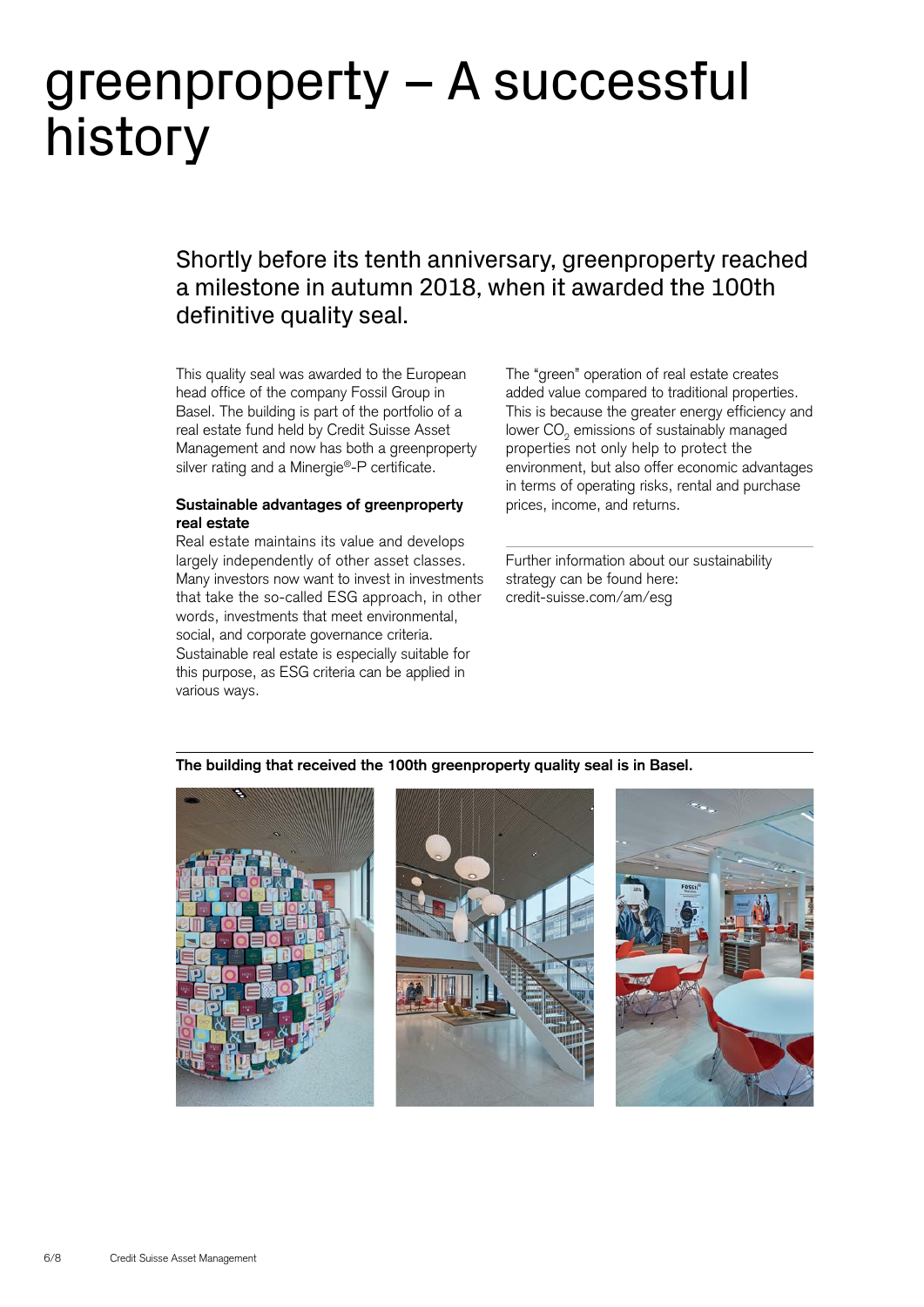# greenproperty – A successful history

## Shortly before its tenth anniversary, greenproperty reached a milestone in autumn 2018, when it awarded the 100th definitive quality seal.

This quality seal was awarded to the European head office of the company Fossil Group in Basel. The building is part of the portfolio of a real estate fund held by Credit Suisse Asset Management and now has both a greenproperty silver rating and a Minergie®-P certificate.

**Sustainable advantages of greenproperty real estate**

Real estate maintains its value and develops largely independently of other asset classes. Many investors now want to invest in investments that take the so-called ESG approach, in other words, investments that meet environmental, social, and corporate governance criteria. Sustainable real estate is especially suitable for this purpose, as ESG criteria can be applied in various ways.

The "green" operation of real estate creates added value compared to traditional properties. This is because the greater energy efficiency and lower $CO_2$ emissions of sustainably managed properties not only help to protect the environment, but also offer economic advantages in terms of operating risks, rental and purchase prices, income, and returns.

Further information about our sustainability strategy can be found here: credit-suisse.com/am/esg

**The building that received the 100th greenproperty quality seal is in Basel.**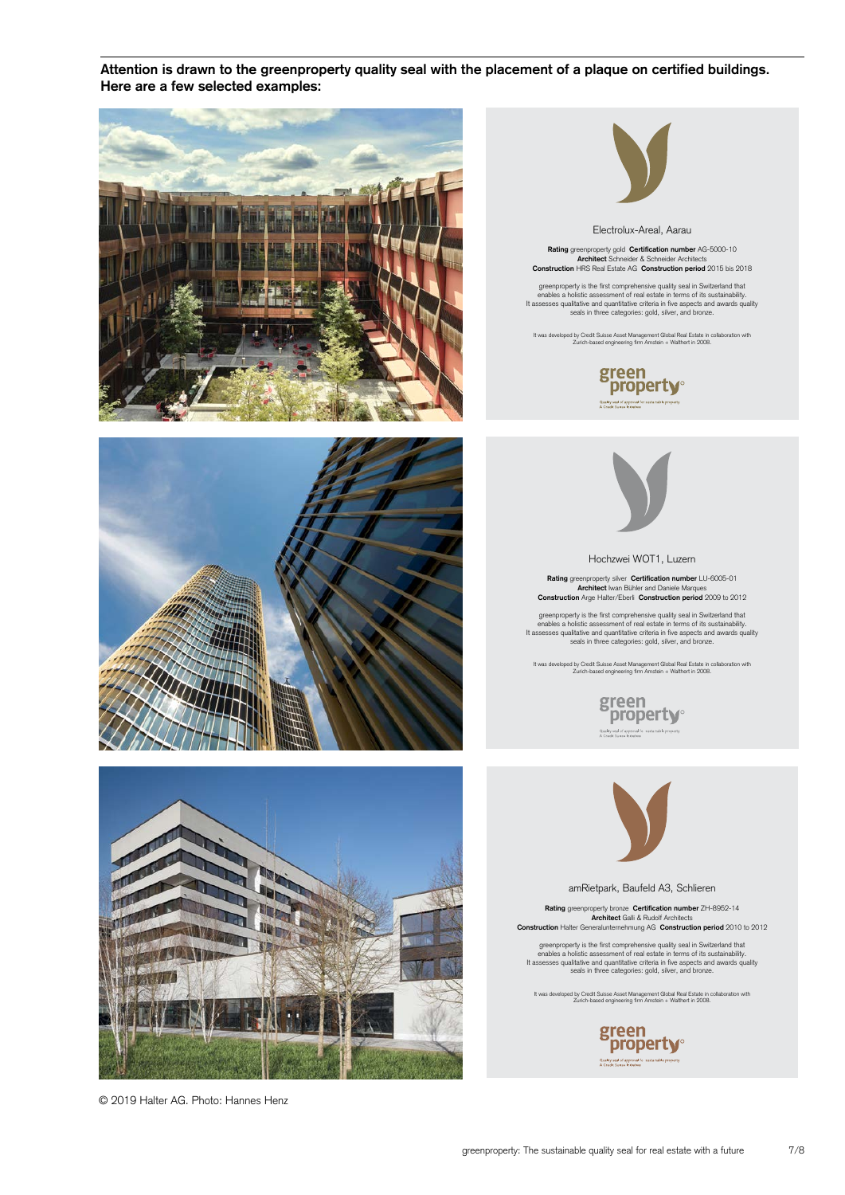**Attention is drawn to the greenproperty quality seal with the placement of a plaque on certified buildings. Here are a few selected examples:**

Electrolux-Areal, Aarau

**Rating** greenproperty gold **Certification number** AG-5000-10
**Architect** Schneider & Schneider Architects
**Construction** HRS Real Estate AG **Construction period** 2015 bis 2018

greenproperty is the first comprehensive quality seal in Switzerland that enables a holistic assessment of real estate in terms of its sustainability. It assesses qualitative and quantitative criteria in five aspects and awards quality seals in three categories: gold, silver, and bronze.

It was developed by Credit Suisse Asset Management Global Real Estate in collaboration with Zurich-based engineering firm Amstein + Walthert in 2008.

greenproperty

Quality seal of approval for sustainable property
A Credit Suisse Initiative

Hochzwei WOT1, Luzern

**Rating** greenproperty silver **Certification number** LU-6005-01
**Architect** Iwan Bühler and Daniele Marques
**Construction** Arge Halter/Eberli **Construction period** 2009 to 2012

greenproperty is the first comprehensive quality seal in Switzerland that enables a holistic assessment of real estate in terms of its sustainability. It assesses qualitative and quantitative criteria in five aspects and awards quality seals in three categories: gold, silver, and bronze.

It was developed by Credit Suisse Asset Management Global Real Estate in collaboration with Zurich-based engineering firm Amstein + Walthert in 2008.

greenproperty

Quality seal of approval for sustainable property
A Credit Suisse Initiative

amRietpark, Baufeld A3, Schlieren

**Rating** greenproperty bronze **Certification number** ZH-8952-14
**Architect** Galli & Rudolf Architects
**Construction** Halter Generalunternehmung AG **Construction period** 2010 to 2012

greenproperty is the first comprehensive quality seal in Switzerland that enables a holistic assessment of real estate in terms of its sustainability. It assesses qualitative and quantitative criteria in five aspects and awards quality seals in three categories: gold, silver, and bronze.

It was developed by Credit Suisse Asset Management Global Real Estate in collaboration with Zurich-based engineering firm Amstein + Walthert in 2008.

greenproperty

Quality seal of approval for sustainable property
A Credit Suisse Initiative

© 2019 Halter AG. Photo: Hannes Henz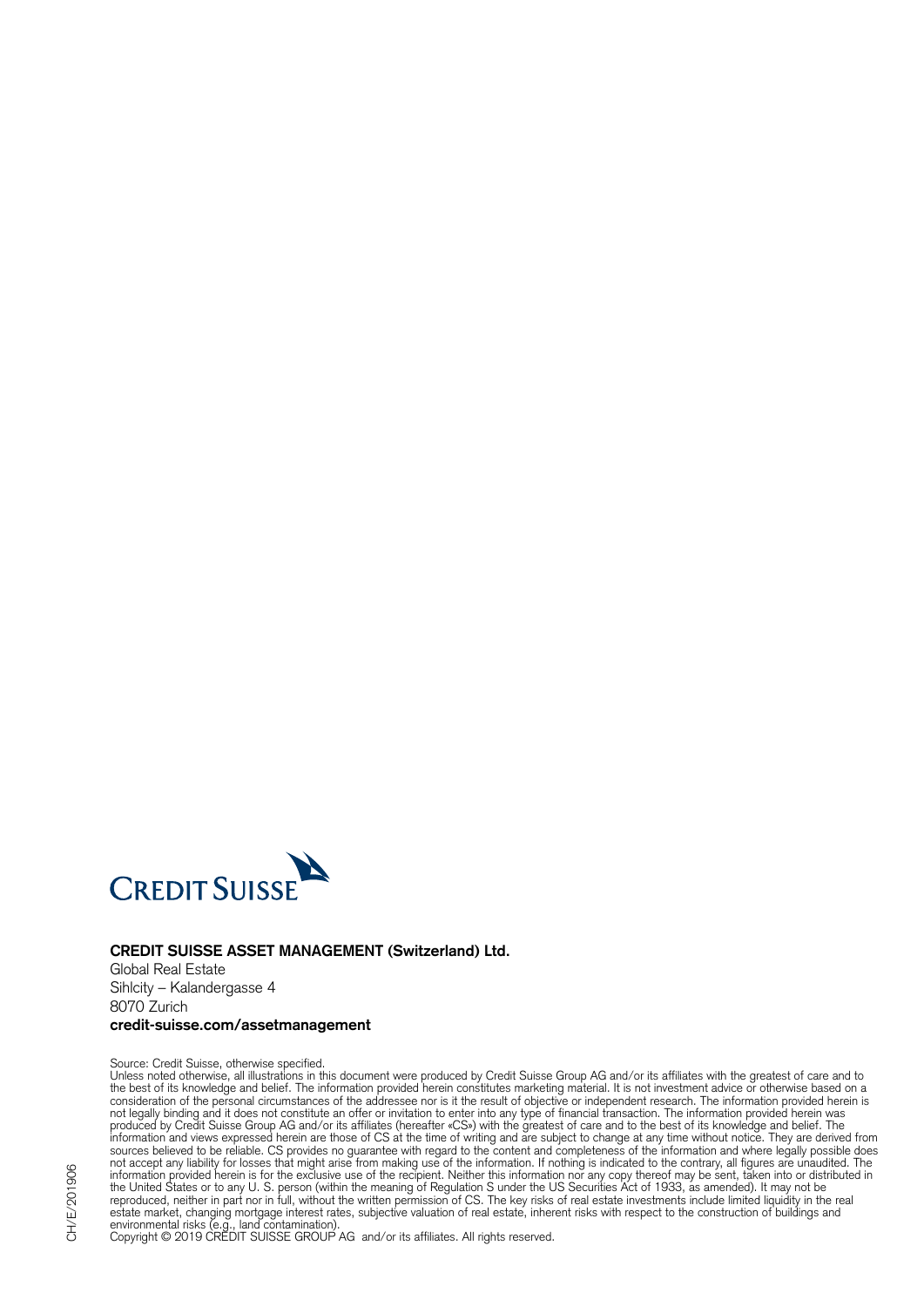CREDIT SUISSE

**CREDIT SUISSE ASSET MANAGEMENT (Switzerland) Ltd.**
Global Real Estate
Sihlcity – Kalandergasse 4
8070 Zurich
**credit-suisse.com/assetmanagement**

Source: Credit Suisse, otherwise specified.
Unless noted otherwise, all illustrations in this document were produced by Credit Suisse Group AG and/or its affiliates with the greatest of care and to the best of its knowledge and belief. The information provided herein constitutes marketing material. It is not investment advice or otherwise based on a consideration of the personal circumstances of the addressee nor is it the result of objective or independent research. The information provided herein is not legally binding and it does not constitute an offer or invitation to enter into any type of financial transaction. The information provided herein was produced by Credit Suisse Group AG and/or its affiliates (hereafter «CS») with the greatest of care and to the best of its knowledge and belief. The information and views expressed herein are those of CS at the time of writing and are subject to change at any time without notice. They are derived from sources believed to be reliable. CS provides no guarantee with regard to the content and completeness of the information and where legally possible does not accept any liability for losses that might arise from making use of the information. If nothing is indicated to the contrary, all figures are unaudited. The information provided herein is for the exclusive use of the recipient. Neither this information nor any copy thereof may be sent, taken into or distributed in the United States or to any U. S. person (within the meaning of Regulation S under the US Securities Act of 1933, as amended). It may not be reproduced, neither in part nor in full, without the written permission of CS. The key risks of real estate investments include limited liquidity in the real estate market, changing mortgage interest rates, subjective valuation of real estate, inherent risks with respect to the construction of buildings and environmental risks (e.g., land contamination).
Copyright © 2019 CREDIT SUISSE GROUP AG and/or its affiliates. All rights reserved.

CH/E/201906